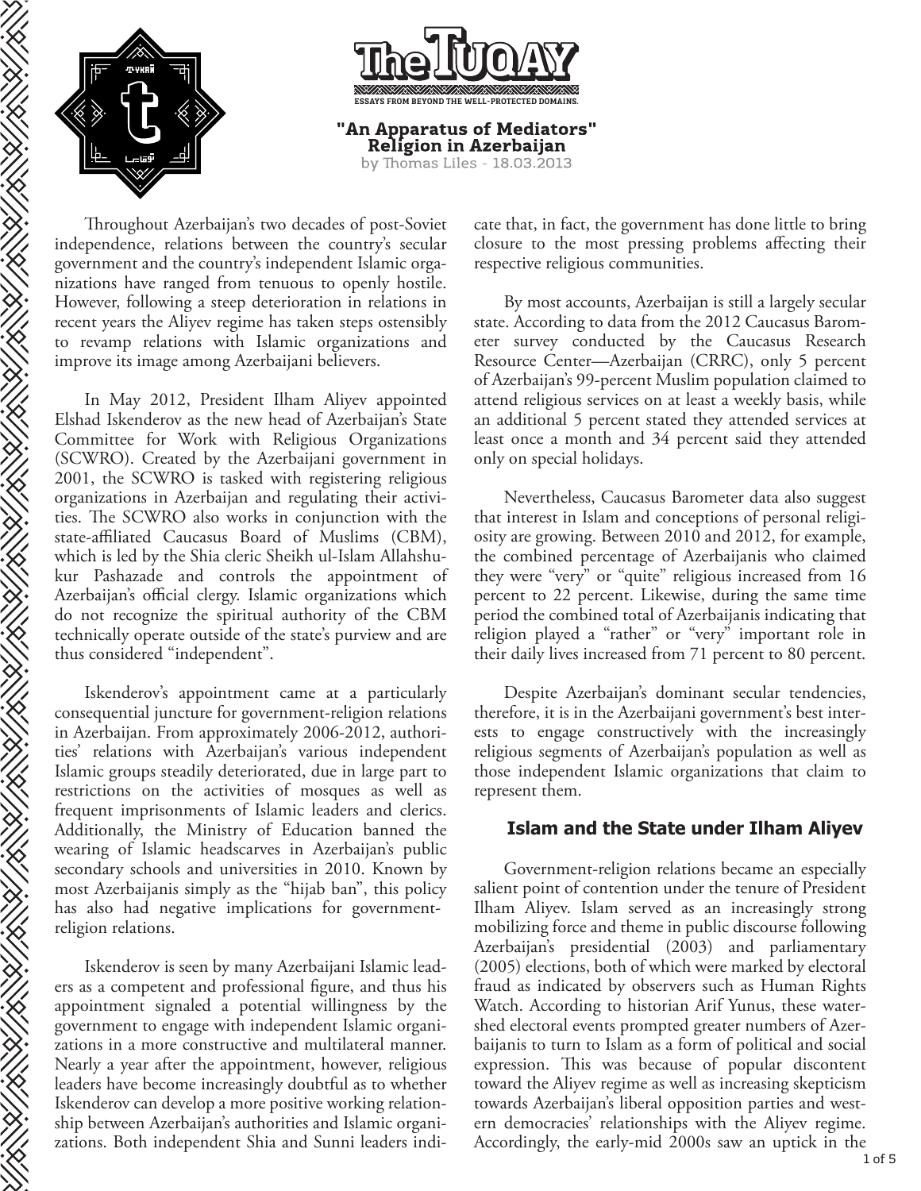# The Tuqay

ESSAYS FROM BEYOND THE WELL-PROTECTED DOMAINS.

## "An Apparatus of Mediators" Religion in Azerbaijan

by Thomas Liles - 18.03.2013

Throughout Azerbaijan's two decades of post-Soviet independence, relations between the country's secular government and the country's independent Islamic organizations have ranged from tenuous to openly hostile. However, following a steep deterioration in relations in recent years the Aliyev regime has taken steps ostensibly to revamp relations with Islamic organizations and improve its image among Azerbaijani believers.

In May 2012, President Ilham Aliyev appointed Elshad Iskenderov as the new head of Azerbaijan's State Committee for Work with Religious Organizations (SCWRO). Created by the Azerbaijani government in 2001, the SCWRO is tasked with registering religious organizations in Azerbaijan and regulating their activities. The SCWRO also works in conjunction with the state-affiliated Caucasus Board of Muslims (CBM), which is led by the Shia cleric Sheikh ul-Islam Allahshukur Pashazade and controls the appointment of Azerbaijan's official clergy. Islamic organizations which do not recognize the spiritual authority of the CBM technically operate outside of the state's purview and are thus considered "independent".

Iskenderov's appointment came at a particularly consequential juncture for government-religion relations in Azerbaijan. From approximately 2006-2012, authorities' relations with Azerbaijan's various independent Islamic groups steadily deteriorated, due in large part to restrictions on the activities of mosques as well as frequent imprisonments of Islamic leaders and clerics. Additionally, the Ministry of Education banned the wearing of Islamic headscarves in Azerbaijan's public secondary schools and universities in 2010. Known by most Azerbaijanis simply as the "hijab ban", this policy has also had negative implications for government-religion relations.

Iskenderov is seen by many Azerbaijani Islamic leaders as a competent and professional figure, and thus his appointment signaled a potential willingness by the government to engage with independent Islamic organizations in a more constructive and multilateral manner. Nearly a year after the appointment, however, religious leaders have become increasingly doubtful as to whether Iskenderov can develop a more positive working relationship between Azerbaijan's authorities and Islamic organizations. Both independent Shia and Sunni leaders indicate that, in fact, the government has done little to bring closure to the most pressing problems affecting their respective religious communities.

By most accounts, Azerbaijan is still a largely secular state. According to data from the 2012 Caucasus Barometer survey conducted by the Caucasus Research Resource Center—Azerbaijan (CRRC), only 5 percent of Azerbaijan's 99-percent Muslim population claimed to attend religious services on at least a weekly basis, while an additional 5 percent stated they attended services at least once a month and 34 percent said they attended only on special holidays.

Nevertheless, Caucasus Barometer data also suggest that interest in Islam and conceptions of personal religiosity are growing. Between 2010 and 2012, for example, the combined percentage of Azerbaijanis who claimed they were "very" or "quite" religious increased from 16 percent to 22 percent. Likewise, during the same time period the combined total of Azerbaijanis indicating that religion played a "rather" or "very" important role in their daily lives increased from 71 percent to 80 percent.

Despite Azerbaijan's dominant secular tendencies, therefore, it is in the Azerbaijani government's best interests to engage constructively with the increasingly religious segments of Azerbaijan's population as well as those independent Islamic organizations that claim to represent them.

### Islam and the State under Ilham Aliyev

Government-religion relations became an especially salient point of contention under the tenure of President Ilham Aliyev. Islam served as an increasingly strong mobilizing force and theme in public discourse following Azerbaijan's presidential (2003) and parliamentary (2005) elections, both of which were marked by electoral fraud as indicated by observers such as Human Rights Watch. According to historian Arif Yunus, these watershed electoral events prompted greater numbers of Azerbaijanis to turn to Islam as a form of political and social expression. This was because of popular discontent toward the Aliyev regime as well as increasing skepticism towards Azerbaijan's liberal opposition parties and western democracies' relationships with the Aliyev regime. Accordingly, the early-mid 2000s saw an uptick in the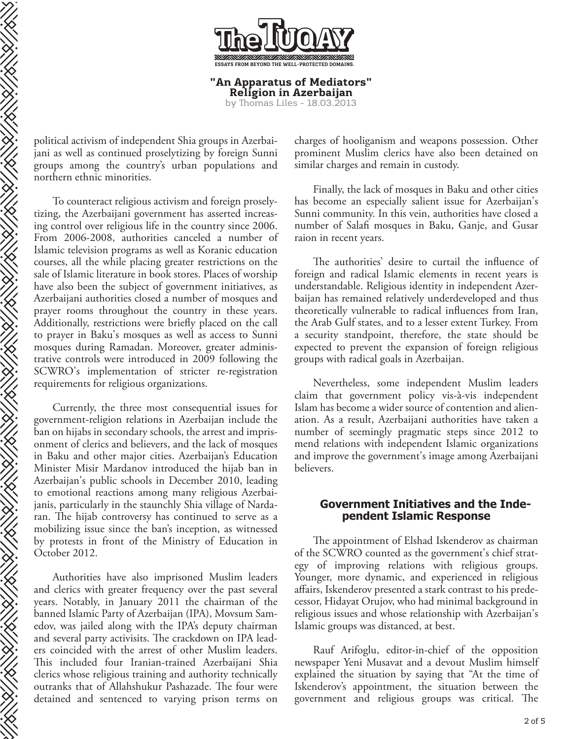political activism of independent Shia groups in Azerbaijani as well as continued proselytizing by foreign Sunni groups among the country's urban populations and northern ethnic minorities.

To counteract religious activism and foreign proselytizing, the Azerbaijani government has asserted increasing control over religious life in the country since 2006. From 2006-2008, authorities canceled a number of Islamic television programs as well as Koranic education courses, all the while placing greater restrictions on the sale of Islamic literature in book stores. Places of worship have also been the subject of government initiatives, as Azerbaijani authorities closed a number of mosques and prayer rooms throughout the country in these years. Additionally, restrictions were briefly placed on the call to prayer in Baku's mosques as well as access to Sunni mosques during Ramadan. Moreover, greater administrative controls were introduced in 2009 following the SCWRO's implementation of stricter re-registration requirements for religious organizations.

Currently, the three most consequential issues for government-religion relations in Azerbaijan include the ban on hijabs in secondary schools, the arrest and imprisonment of clerics and believers, and the lack of mosques in Baku and other major cities. Azerbaijan's Education Minister Misir Mardanov introduced the hijab ban in Azerbaijan's public schools in December 2010, leading to emotional reactions among many religious Azerbaijanis, particularly in the staunchly Shia village of Nardaran. The hijab controversy has continued to serve as a mobilizing issue since the ban's inception, as witnessed by protests in front of the Ministry of Education in October 2012.

Authorities have also imprisoned Muslim leaders and clerics with greater frequency over the past several years. Notably, in January 2011 the chairman of the banned Islamic Party of Azerbaijan (IPA), Movsum Samedov, was jailed along with the IPA's deputy chairman and several party activisits. The crackdown on IPA leaders coincided with the arrest of other Muslim leaders. This included four Iranian-trained Azerbaijani Shia clerics whose religious training and authority technically outranks that of Allahshukur Pashazade. The four were detained and sentenced to varying prison terms on charges of hooliganism and weapons possession. Other prominent Muslim clerics have also been detained on similar charges and remain in custody.

Finally, the lack of mosques in Baku and other cities has become an especially salient issue for Azerbaijan's Sunni community. In this vein, authorities have closed a number of Salafi mosques in Baku, Ganje, and Gusar raion in recent years.

The authorities' desire to curtail the influence of foreign and radical Islamic elements in recent years is understandable. Religious identity in independent Azerbaijan has remained relatively underdeveloped and thus theoretically vulnerable to radical influences from Iran, the Arab Gulf states, and to a lesser extent Turkey. From a security standpoint, therefore, the state should be expected to prevent the expansion of foreign religious groups with radical goals in Azerbaijan.

Nevertheless, some independent Muslim leaders claim that government policy vis-à-vis independent Islam has become a wider source of contention and alienation. As a result, Azerbaijani authorities have taken a number of seemingly pragmatic steps since 2012 to mend relations with independent Islamic organizations and improve the government's image among Azerbaijani believers.

## Government Initiatives and the Independent Islamic Response

The appointment of Elshad Iskenderov as chairman of the SCWRO counted as the government's chief strategy of improving relations with religious groups. Younger, more dynamic, and experienced in religious affairs, Iskenderov presented a stark contrast to his predecessor, Hidayat Orujov, who had minimal background in religious issues and whose relationship with Azerbaijan's Islamic groups was distanced, at best.

Rauf Arifoglu, editor-in-chief of the opposition newspaper Yeni Musavat and a devout Muslim himself explained the situation by saying that "At the time of Iskenderov's appointment, the situation between the government and religious groups was critical. The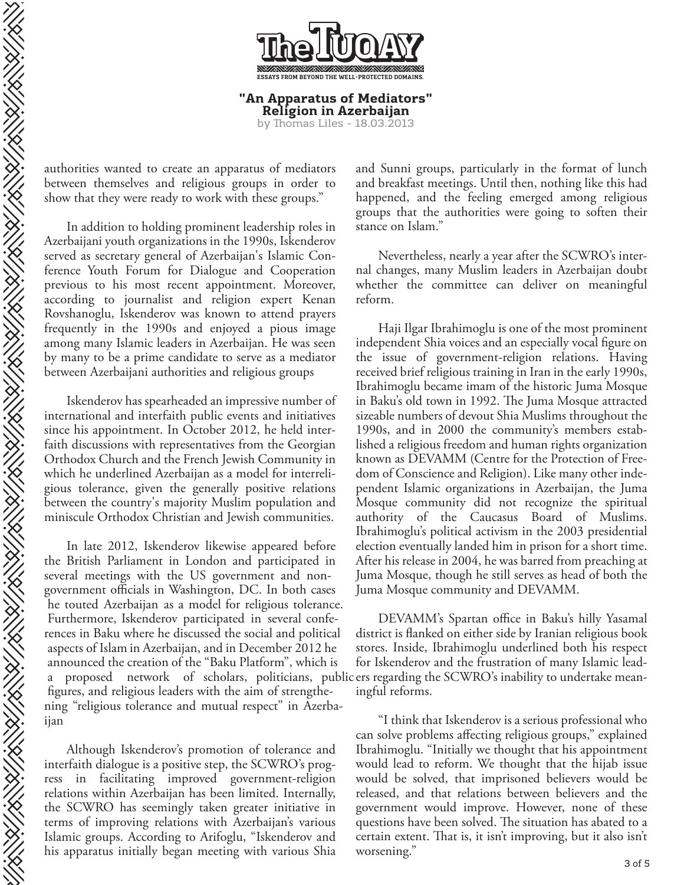authorities wanted to create an apparatus of mediators between themselves and religious groups in order to show that they were ready to work with these groups."

In addition to holding prominent leadership roles in Azerbaijani youth organizations in the 1990s, Iskenderov served as secretary general of Azerbaijan's Islamic Conference Youth Forum for Dialogue and Cooperation previous to his most recent appointment. Moreover, according to journalist and religion expert Kenan Rovshanoglu, Iskenderov was known to attend prayers frequently in the 1990s and enjoyed a pious image among many Islamic leaders in Azerbaijan. He was seen by many to be a prime candidate to serve as a mediator between Azerbaijani authorities and religious groups

Iskenderov has spearheaded an impressive number of international and interfaith public events and initiatives since his appointment. In October 2012, he held interfaith discussions with representatives from the Georgian Orthodox Church and the French Jewish Community in which he underlined Azerbaijan as a model for interreligious tolerance, given the generally positive relations between the country's majority Muslim population and miniscule Orthodox Christian and Jewish communities.

In late 2012, Iskenderov likewise appeared before the British Parliament in London and participated in several meetings with the US government and non-government officials in Washington, DC. In both cases he touted Azerbaijan as a model for religious tolerance. Furthermore, Iskenderov participated in several conferences in Baku where he discussed the social and political aspects of Islam in Azerbaijan, and in December 2012 he announced the creation of the "Baku Platform", which is a proposed network of scholars, politicians, public figures, and religious leaders with the aim of strengthening "religious tolerance and mutual respect" in Azerbaijan

Although Iskenderov's promotion of tolerance and interfaith dialogue is a positive step, the SCWRO's progress in facilitating improved government-religion relations within Azerbaijan has been limited. Internally, the SCWRO has seemingly taken greater initiative in terms of improving relations with Azerbaijan's various Islamic groups. According to Arifoglu, "Iskenderov and his apparatus initially began meeting with various Shia and Sunni groups, particularly in the format of lunch and breakfast meetings. Until then, nothing like this had happened, and the feeling emerged among religious groups that the authorities were going to soften their stance on Islam."

Nevertheless, nearly a year after the SCWRO's internal changes, many Muslim leaders in Azerbaijan doubt whether the committee can deliver on meaningful reform.

Haji Ilgar Ibrahimoglu is one of the most prominent independent Shia voices and an especially vocal figure on the issue of government-religion relations. Having received brief religious training in Iran in the early 1990s, Ibrahimoglu became imam of the historic Juma Mosque in Baku's old town in 1992. The Juma Mosque attracted sizeable numbers of devout Shia Muslims throughout the 1990s, and in 2000 the community's members established a religious freedom and human rights organization known as DEVAMM (Centre for the Protection of Freedom of Conscience and Religion). Like many other independent Islamic organizations in Azerbaijan, the Juma Mosque community did not recognize the spiritual authority of the Caucasus Board of Muslims. Ibrahimoglu's political activism in the 2003 presidential election eventually landed him in prison for a short time. After his release in 2004, he was barred from preaching at Juma Mosque, though he still serves as head of both the Juma Mosque community and DEVAMM.

DEVAMM's Spartan office in Baku's hilly Yasamal district is flanked on either side by Iranian religious book stores. Inside, Ibrahimoglu underlined both his respect for Iskenderov and the frustration of many Islamic leaders regarding the SCWRO's inability to undertake meaningful reforms.

"I think that Iskenderov is a serious professional who can solve problems affecting religious groups," explained Ibrahimoglu. "Initially we thought that his appointment would lead to reform. We thought that the hijab issue would be solved, that imprisoned believers would be released, and that relations between believers and the government would improve. However, none of these questions have been solved. The situation has abated to a certain extent. That is, it isn't improving, but it also isn't worsening."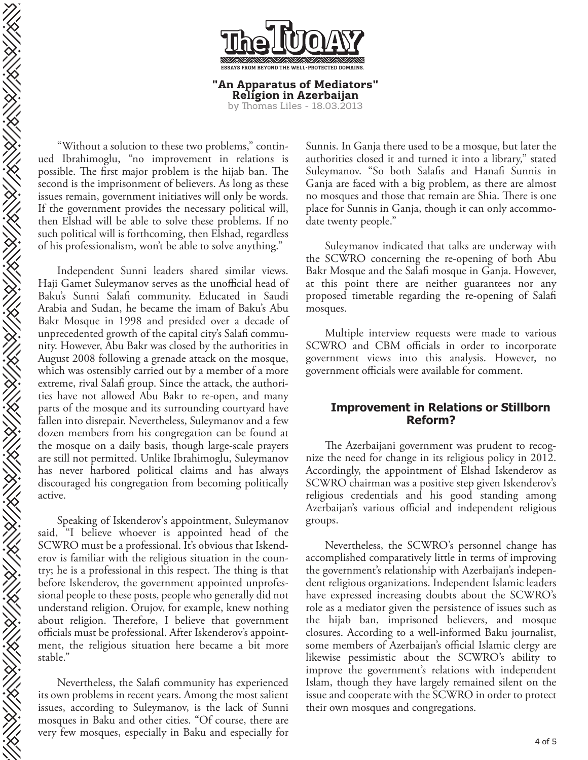“Without a solution to these two problems,” continued Ibrahimoglu, “no improvement in relations is possible. The first major problem is the hijab ban. The second is the imprisonment of believers. As long as these issues remain, government initiatives will only be words. If the government provides the necessary political will, then Elshad will be able to solve these problems. If no such political will is forthcoming, then Elshad, regardless of his professionalism, won’t be able to solve anything.”

Independent Sunni leaders shared similar views. Haji Gamet Suleymanov serves as the unofficial head of Baku’s Sunni Salafi community. Educated in Saudi Arabia and Sudan, he became the imam of Baku’s Abu Bakr Mosque in 1998 and presided over a decade of unprecedented growth of the capital city’s Salafi community. However, Abu Bakr was closed by the authorities in August 2008 following a grenade attack on the mosque, which was ostensibly carried out by a member of a more extreme, rival Salafi group. Since the attack, the authorities have not allowed Abu Bakr to re-open, and many parts of the mosque and its surrounding courtyard have fallen into disrepair. Nevertheless, Suleymanov and a few dozen members from his congregation can be found at the mosque on a daily basis, though large-scale prayers are still not permitted. Unlike Ibrahimoglu, Suleymanov has never harbored political claims and has always discouraged his congregation from becoming politically active.

Speaking of Iskenderov's appointment, Suleymanov said, “I believe whoever is appointed head of the SCWRO must be a professional. It’s obvious that Iskenderov is familiar with the religious situation in the country; he is a professional in this respect. The thing is that before Iskenderov, the government appointed unprofessional people to these posts, people who generally did not understand religion. Orujov, for example, knew nothing about religion. Therefore, I believe that government officials must be professional. After Iskenderov’s appointment, the religious situation here became a bit more stable.”

Nevertheless, the Salafi community has experienced its own problems in recent years. Among the most salient issues, according to Suleymanov, is the lack of Sunni mosques in Baku and other cities. “Of course, there are very few mosques, especially in Baku and especially for Sunnis. In Ganja there used to be a mosque, but later the authorities closed it and turned it into a library,” stated Suleymanov. “So both Salafis and Hanafi Sunnis in Ganja are faced with a big problem, as there are almost no mosques and those that remain are Shia. There is one place for Sunnis in Ganja, though it can only accommodate twenty people.”

Suleymanov indicated that talks are underway with the SCWRO concerning the re-opening of both Abu Bakr Mosque and the Salafi mosque in Ganja. However, at this point there are neither guarantees nor any proposed timetable regarding the re-opening of Salafi mosques.

Multiple interview requests were made to various SCWRO and CBM officials in order to incorporate government views into this analysis. However, no government officials were available for comment.

## Improvement in Relations or Stillborn Reform?

The Azerbaijani government was prudent to recognize the need for change in its religious policy in 2012. Accordingly, the appointment of Elshad Iskenderov as SCWRO chairman was a positive step given Iskenderov’s religious credentials and his good standing among Azerbaijan’s various official and independent religious groups.

Nevertheless, the SCWRO’s personnel change has accomplished comparatively little in terms of improving the government’s relationship with Azerbaijan’s independent religious organizations. Independent Islamic leaders have expressed increasing doubts about the SCWRO’s role as a mediator given the persistence of issues such as the hijab ban, imprisoned believers, and mosque closures. According to a well-informed Baku journalist, some members of Azerbaijan’s official Islamic clergy are likewise pessimistic about the SCWRO’s ability to improve the government’s relations with independent Islam, though they have largely remained silent on the issue and cooperate with the SCWRO in order to protect their own mosques and congregations.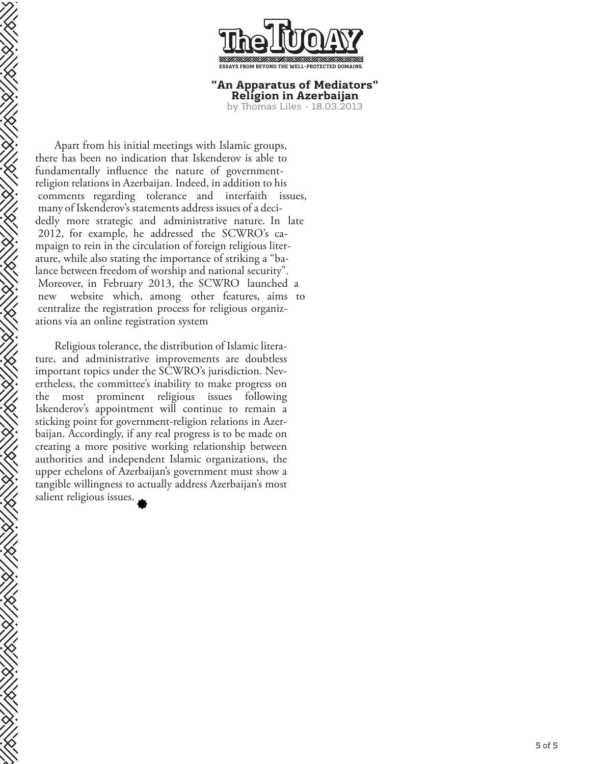Apart from his initial meetings with Islamic groups, there has been no indication that Iskenderov is able to fundamentally influence the nature of government-religion relations in Azerbaijan. Indeed, in addition to his comments regarding tolerance and interfaith issues, many of Iskenderov's statements address issues of a decidedly more strategic and administrative nature. In late 2012, for example, he addressed the SCWRO's campaign to rein in the circulation of foreign religious literature, while also stating the importance of striking a "balance between freedom of worship and national security". Moreover, in February 2013, the SCWRO launched a new website which, among other features, aims to centralize the registration process for religious organizations via an online registration system

Religious tolerance, the distribution of Islamic literature, and administrative improvements are doubtless important topics under the SCWRO's jurisdiction. Nevertheless, the committee's inability to make progress on the most prominent religious issues following Iskenderov's appointment will continue to remain a sticking point for government-religion relations in Azerbaijan. Accordingly, if any real progress is to be made on creating a more positive working relationship between authorities and independent Islamic organizations, the upper echelons of Azerbaijan's government must show a tangible willingness to actually address Azerbaijan's most salient religious issues.